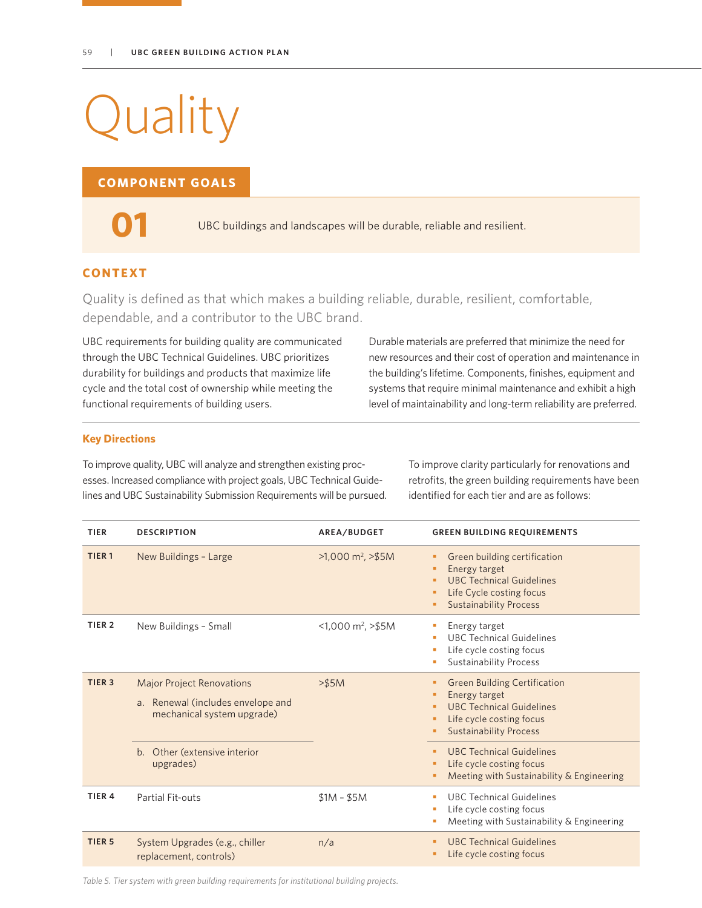# Quality

## COMPONENT GOALS

**01** UBC buildings and landscapes will be durable, reliable and resilient.

## CONTEXT

Quality is defined as that which makes a building reliable, durable, resilient, comfortable, dependable, and a contributor to the UBC brand.

UBC requirements for building quality are communicated through the UBC Technical Guidelines. UBC prioritizes durability for buildings and products that maximize life cycle and the total cost of ownership while meeting the functional requirements of building users.

Durable materials are preferred that minimize the need for new resources and their cost of operation and maintenance in the building's lifetime. Components, finishes, equipment and systems that require minimal maintenance and exhibit a high level of maintainability and long-term reliability are preferred.

### Key Directions

To improve quality, UBC will analyze and strengthen existing processes. Increased compliance with project goals, UBC Technical Guidelines and UBC Sustainability Submission Requirements will be pursued.

To improve clarity particularly for renovations and retrofits, the green building requirements have been identified for each tier and are as follows:

| TIER | DESCRIPTION | AREA/BUDGET | GREEN BUILDING REQUIREMENTS |
|---|---|---|---|
| TIER 1 | New Buildings – Large | >1,000 m², >$5M | • Green building certification<br>• Energy target<br>• UBC Technical Guidelines<br>• Life Cycle costing focus<br>• Sustainability Process |
| TIER 2 | New Buildings – Small | <1,000 m², >$5M | • Energy target<br>• UBC Technical Guidelines<br>• Life cycle costing focus<br>• Sustainability Process |
| TIER 3 | Major Project Renovations<br>a. Renewal (includes envelope and mechanical system upgrade) | >$5M | • Green Building Certification<br>• Energy target<br>• UBC Technical Guidelines<br>• Life cycle costing focus<br>• Sustainability Process |
| | b. Other (extensive interior upgrades) | | • UBC Technical Guidelines<br>• Life cycle costing focus<br>• Meeting with Sustainability & Engineering |
| TIER 4 | Partial Fit-outs | $1M – $5M | • UBC Technical Guidelines<br>• Life cycle costing focus<br>• Meeting with Sustainability & Engineering |
| TIER 5 | System Upgrades (e.g., chiller replacement, controls) | n/a | • UBC Technical Guidelines<br>• Life cycle costing focus |

*Table 5. Tier system with green building requirements for institutional building projects.*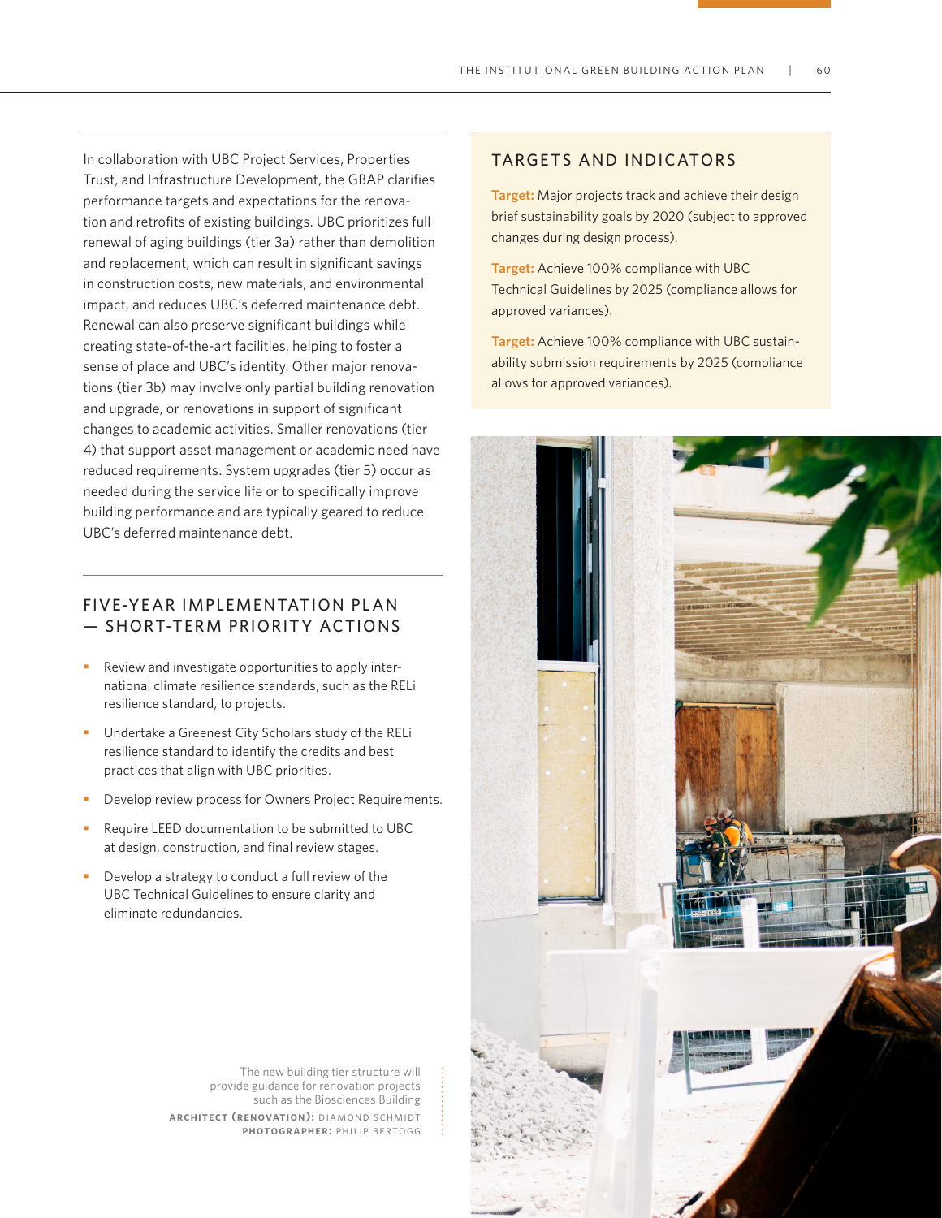In collaboration with UBC Project Services, Properties Trust, and Infrastructure Development, the GBAP clarifies performance targets and expectations for the renovation and retrofits of existing buildings. UBC prioritizes full renewal of aging buildings (tier 3a) rather than demolition and replacement, which can result in significant savings in construction costs, new materials, and environmental impact, and reduces UBC's deferred maintenance debt. Renewal can also preserve significant buildings while creating state-of-the-art facilities, helping to foster a sense of place and UBC's identity. Other major renovations (tier 3b) may involve only partial building renovation and upgrade, or renovations in support of significant changes to academic activities. Smaller renovations (tier 4) that support asset management or academic need have reduced requirements. System upgrades (tier 5) occur as needed during the service life or to specifically improve building performance and are typically geared to reduce UBC's deferred maintenance debt.

## FIVE-YEAR IMPLEMENTATION PLAN — SHORT-TERM PRIORITY ACTIONS

- Review and investigate opportunities to apply international climate resilience standards, such as the RELi resilience standard, to projects.
- Undertake a Greenest City Scholars study of the RELi resilience standard to identify the credits and best practices that align with UBC priorities.
- Develop review process for Owners Project Requirements.
- Require LEED documentation to be submitted to UBC at design, construction, and final review stages.
- Develop a strategy to conduct a full review of the UBC Technical Guidelines to ensure clarity and eliminate redundancies.

## TARGETS AND INDICATORS

**Target:** Major projects track and achieve their design brief sustainability goals by 2020 (subject to approved changes during design process).

**Target:** Achieve 100% compliance with UBC Technical Guidelines by 2025 (compliance allows for approved variances).

**Target:** Achieve 100% compliance with UBC sustainability submission requirements by 2025 (compliance allows for approved variances).

The new building tier structure will provide guidance for renovation projects such as the Biosciences Building

**ARCHITECT (RENOVATION):** DIAMOND SCHMIDT
**PHOTOGRAPHER:** PHILIP BERTOGG